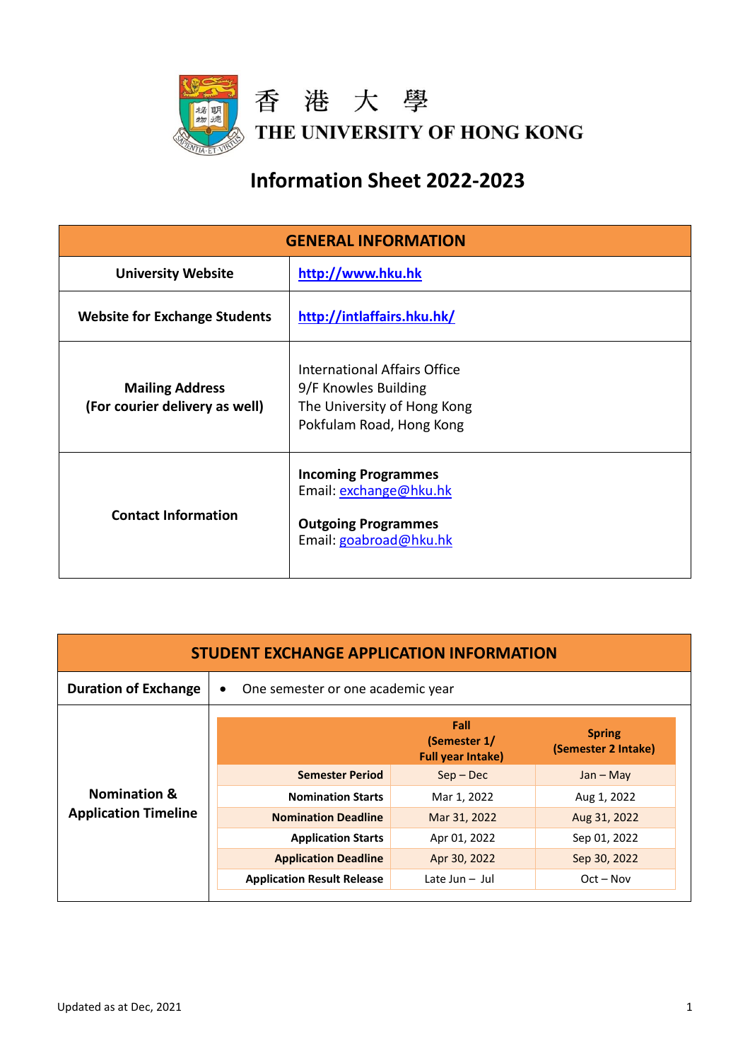香 港 大 學

THE UNIVERSITY OF HONG KONG

# Information Sheet 2022-2023

| GENERAL INFORMATION | |
|---|---|
| **University Website** | http://www.hku.hk |
| **Website for Exchange Students** | http://intlaffairs.hku.hk/ |
| **Mailing Address (For courier delivery as well)** | International Affairs Office<br>9/F Knowles Building<br>The University of Hong Kong<br>Pokfulam Road, Hong Kong |
| **Contact Information** | **Incoming Programmes**<br>Email: exchange@hku.hk<br><br>**Outgoing Programmes**<br>Email: goabroad@hku.hk |

| STUDENT EXCHANGE APPLICATION INFORMATION | |
|---|---|
| **Duration of Exchange** | • One semester or one academic year |

**Nomination & Application Timeline**

| | **Fall (Semester 1/ Full year Intake)** | **Spring (Semester 2 Intake)** |
|---|---|---|
| **Semester Period** | Sep – Dec | Jan – May |
| **Nomination Starts** | Mar 1, 2022 | Aug 1, 2022 |
| **Nomination Deadline** | Mar 31, 2022 | Aug 31, 2022 |
| **Application Starts** | Apr 01, 2022 | Sep 01, 2022 |
| **Application Deadline** | Apr 30, 2022 | Sep 30, 2022 |
| **Application Result Release** | Late Jun – Jul | Oct – Nov |

Updated as at Dec, 2021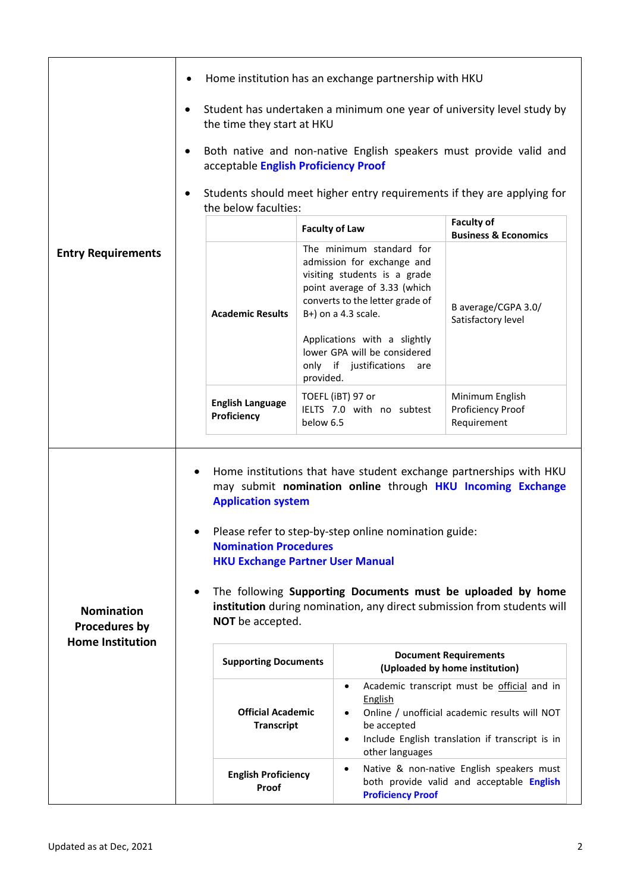## Entry Requirements

- Home institution has an exchange partnership with HKU
- Student has undertaken a minimum one year of university level study by the time they start at HKU
- Both native and non-native English speakers must provide valid and acceptable **English Proficiency Proof**
- Students should meet higher entry requirements if they are applying for the below faculties:

| | **Faculty of Law** | **Faculty of Business & Economics** |
|---|---|---|
| **Academic Results** | The minimum standard for admission for exchange and visiting students is a grade point average of 3.33 (which converts to the letter grade of B+) on a 4.3 scale.<br><br>Applications with a slightly lower GPA will be considered only if justifications are provided. | B average/CGPA 3.0/ Satisfactory level |
| **English Language Proficiency** | TOEFL (iBT) 97 or IELTS 7.0 with no subtest below 6.5 | Minimum English Proficiency Proof Requirement |

## Nomination Procedures by Home Institution

- Home institutions that have student exchange partnerships with HKU may submit **nomination online** through **HKU Incoming Exchange Application system**
- Please refer to step-by-step online nomination guide:
  **Nomination Procedures**
  **HKU Exchange Partner User Manual**
- The following **Supporting Documents must be uploaded by home institution** during nomination, any direct submission from students will **NOT** be accepted.

| **Supporting Documents** | **Document Requirements (Uploaded by home institution)** |
|---|---|
| **Official Academic Transcript** | • Academic transcript must be official and in English<br>• Online / unofficial academic results will NOT be accepted<br>• Include English translation if transcript is in other languages |
| **English Proficiency Proof** | • Native & non-native English speakers must both provide valid and acceptable **English Proficiency Proof** |

Updated as at Dec, 2021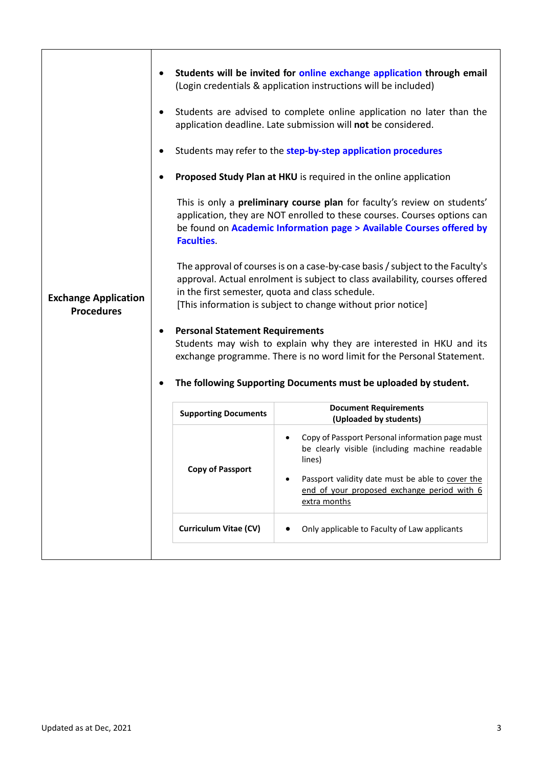| | |
|---|---|
| **Exchange Application Procedures** | • **Students will be invited for online exchange application through email** (Login credentials & application instructions will be included)<br><br>• Students are advised to complete online application no later than the application deadline. Late submission will **not** be considered.<br><br>• Students may refer to the **step-by-step application procedures**<br><br>• **Proposed Study Plan at HKU** is required in the online application<br><br>This is only a **preliminary course plan** for faculty's review on students' application, they are NOT enrolled to these courses. Courses options can be found on **Academic Information page > Available Courses offered by Faculties**.<br><br>The approval of courses is on a case-by-case basis / subject to the Faculty's approval. Actual enrolment is subject to class availability, courses offered in the first semester, quota and class schedule.<br>[This information is subject to change without prior notice]<br><br>• **Personal Statement Requirements**<br>Students may wish to explain why they are interested in HKU and its exchange programme. There is no word limit for the Personal Statement.<br><br>• **The following Supporting Documents must be uploaded by student.** |

| Supporting Documents | Document Requirements (Uploaded by students) |
|---|---|
| **Copy of Passport** | • Copy of Passport Personal information page must be clearly visible (including machine readable lines)<br>• Passport validity date must be able to cover the end of your proposed exchange period with 6 extra months |
| **Curriculum Vitae (CV)** | • Only applicable to Faculty of Law applicants |

Updated as at Dec, 2021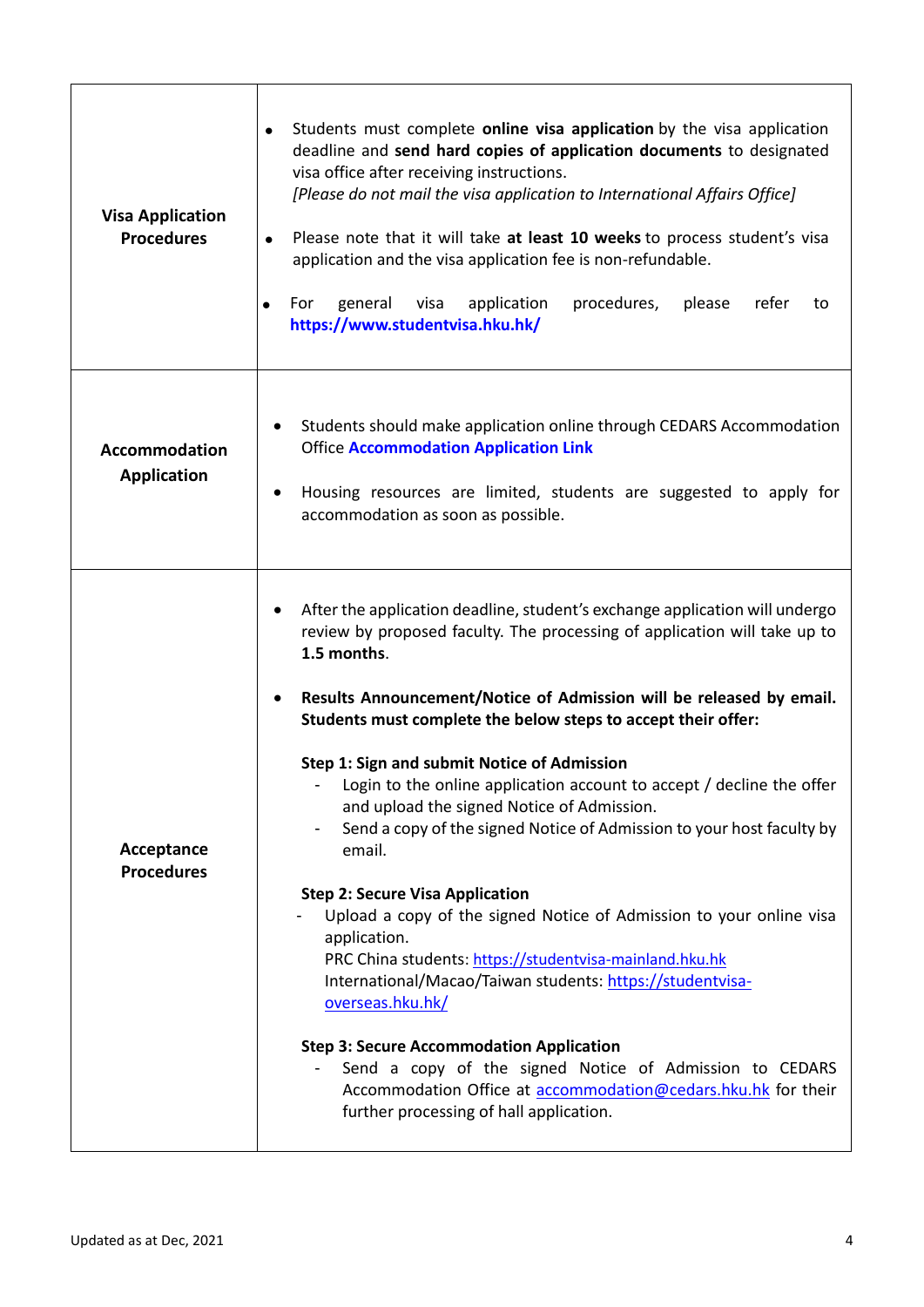| | |
|---|---|
| **Visa Application Procedures** | • Students must complete **online visa application** by the visa application deadline and **send hard copies of application documents** to designated visa office after receiving instructions.<br>*[Please do not mail the visa application to International Affairs Office]*<br><br>• Please note that it will take **at least 10 weeks** to process student's visa application and the visa application fee is non-refundable.<br><br>• For general visa application procedures, please refer to **https://www.studentvisa.hku.hk/** |
| **Accommodation Application** | • Students should make application online through CEDARS Accommodation Office **Accommodation Application Link**<br><br>• Housing resources are limited, students are suggested to apply for accommodation as soon as possible. |
| **Acceptance Procedures** | • After the application deadline, student's exchange application will undergo review by proposed faculty. The processing of application will take up to **1.5 months**.<br><br>• **Results Announcement/Notice of Admission will be released by email. Students must complete the below steps to accept their offer:**<br><br>**Step 1: Sign and submit Notice of Admission**<br>- Login to the online application account to accept / decline the offer and upload the signed Notice of Admission.<br>- Send a copy of the signed Notice of Admission to your host faculty by email.<br><br>**Step 2: Secure Visa Application**<br>- Upload a copy of the signed Notice of Admission to your online visa application.<br>PRC China students: https://studentvisa-mainland.hku.hk<br>International/Macao/Taiwan students: https://studentvisa-overseas.hku.hk/<br><br>**Step 3: Secure Accommodation Application**<br>- Send a copy of the signed Notice of Admission to CEDARS Accommodation Office at accommodation@cedars.hku.hk for their further processing of hall application. |

Updated as at Dec, 2021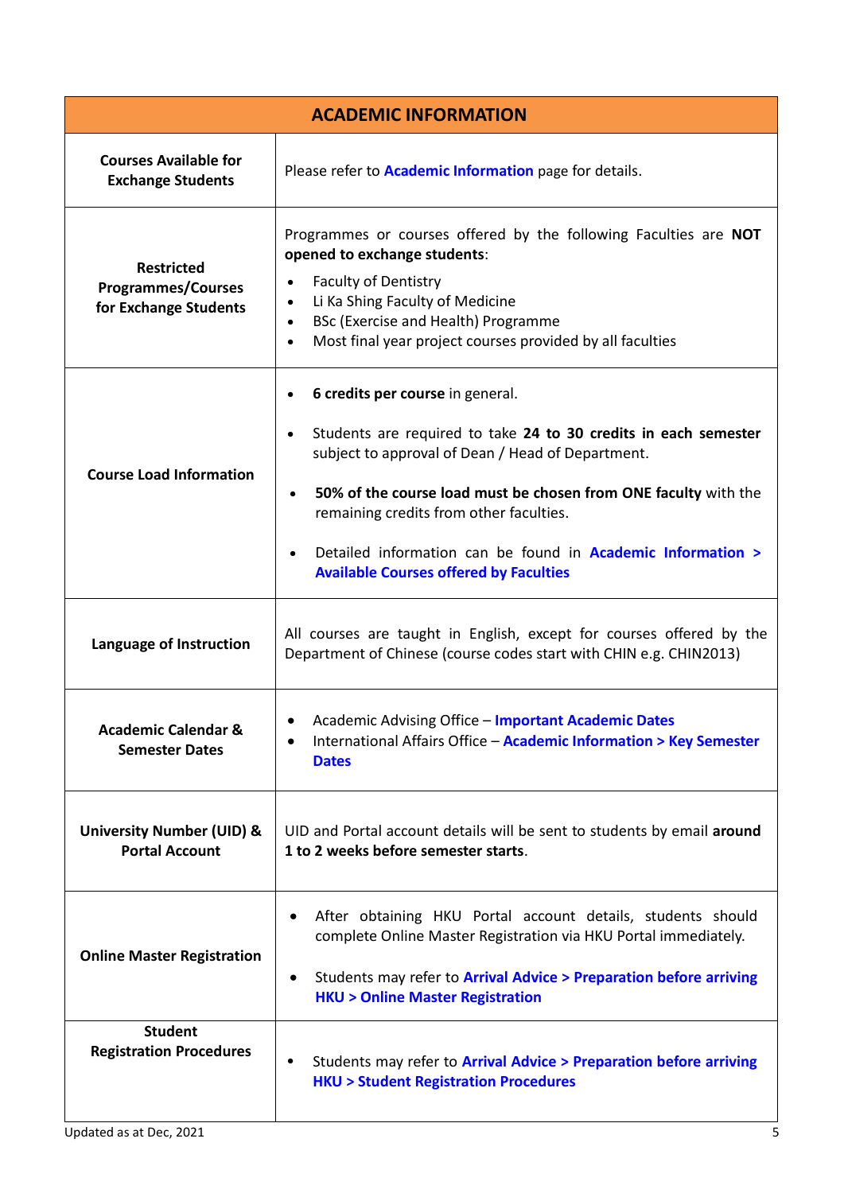| ACADEMIC INFORMATION | |
|---|---|
| **Courses Available for Exchange Students** | Please refer to **Academic Information** page for details. |
| **Restricted Programmes/Courses for Exchange Students** | Programmes or courses offered by the following Faculties are **NOT opened to exchange students**:<br>• Faculty of Dentistry<br>• Li Ka Shing Faculty of Medicine<br>• BSc (Exercise and Health) Programme<br>• Most final year project courses provided by all faculties |
| **Course Load Information** | • **6 credits per course** in general.<br>• Students are required to take **24 to 30 credits in each semester** subject to approval of Dean / Head of Department.<br>• **50% of the course load must be chosen from ONE faculty** with the remaining credits from other faculties.<br>• Detailed information can be found in **Academic Information > Available Courses offered by Faculties** |
| **Language of Instruction** | All courses are taught in English, except for courses offered by the Department of Chinese (course codes start with CHIN e.g. CHIN2013) |
| **Academic Calendar & Semester Dates** | • Academic Advising Office – **Important Academic Dates**<br>• International Affairs Office – **Academic Information > Key Semester Dates** |
| **University Number (UID) & Portal Account** | UID and Portal account details will be sent to students by email **around 1 to 2 weeks before semester starts**. |
| **Online Master Registration** | • After obtaining HKU Portal account details, students should complete Online Master Registration via HKU Portal immediately.<br>• Students may refer to **Arrival Advice > Preparation before arriving HKU > Online Master Registration** |
| **Student Registration Procedures** | • Students may refer to **Arrival Advice > Preparation before arriving HKU > Student Registration Procedures** |

Updated as at Dec, 2021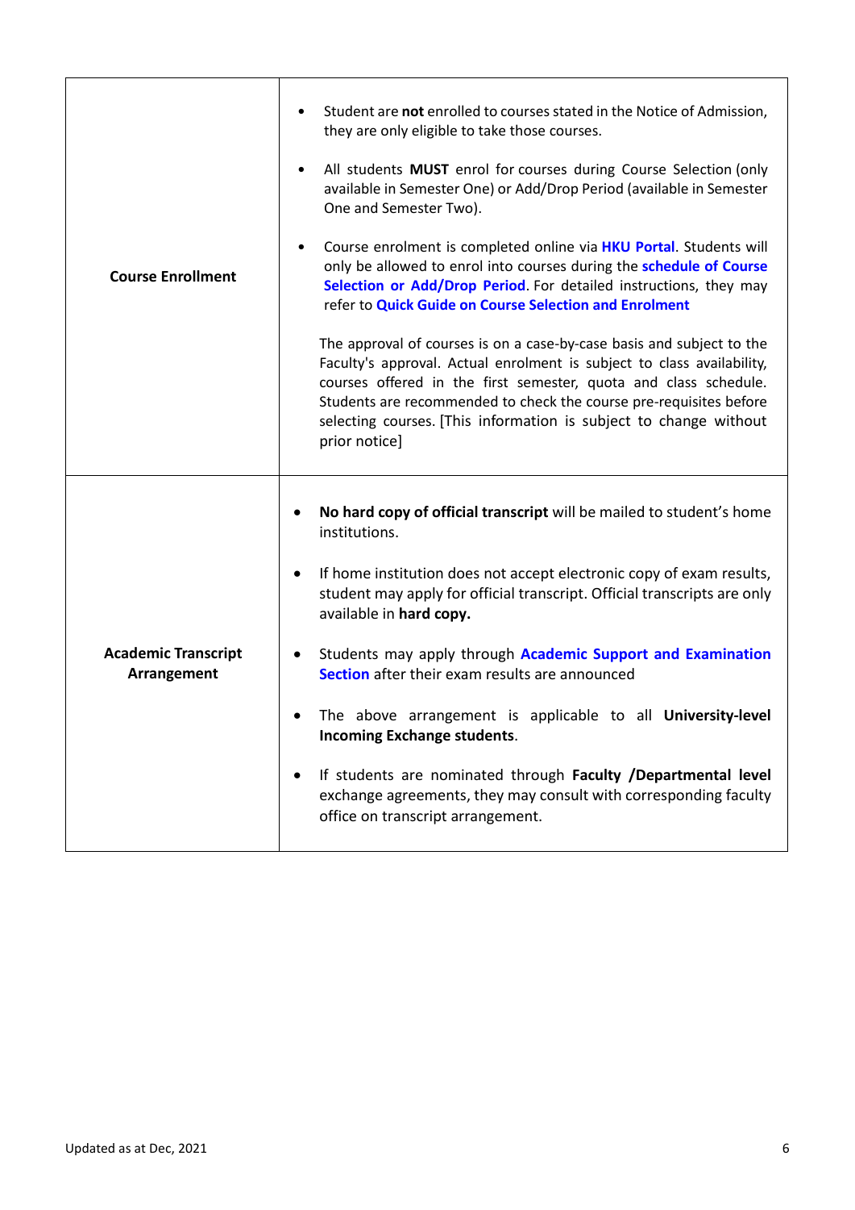| | |
|---|---|
| **Course Enrollment** | • Student are **not** enrolled to courses stated in the Notice of Admission, they are only eligible to take those courses.<br><br>• All students **MUST** enrol for courses during Course Selection (only available in Semester One) or Add/Drop Period (available in Semester One and Semester Two).<br><br>• Course enrolment is completed online via **HKU Portal**. Students will only be allowed to enrol into courses during the **schedule of Course Selection or Add/Drop Period**. For detailed instructions, they may refer to **Quick Guide on Course Selection and Enrolment**<br><br>The approval of courses is on a case-by-case basis and subject to the Faculty's approval. Actual enrolment is subject to class availability, courses offered in the first semester, quota and class schedule. Students are recommended to check the course pre-requisites before selecting courses. [This information is subject to change without prior notice] |
| **Academic Transcript Arrangement** | • **No hard copy of official transcript** will be mailed to student's home institutions.<br><br>• If home institution does not accept electronic copy of exam results, student may apply for official transcript. Official transcripts are only available in **hard copy.**<br><br>• Students may apply through **Academic Support and Examination Section** after their exam results are announced<br><br>• The above arrangement is applicable to all **University-level Incoming Exchange students**.<br><br>• If students are nominated through **Faculty /Departmental level** exchange agreements, they may consult with corresponding faculty office on transcript arrangement. |

Updated as at Dec, 2021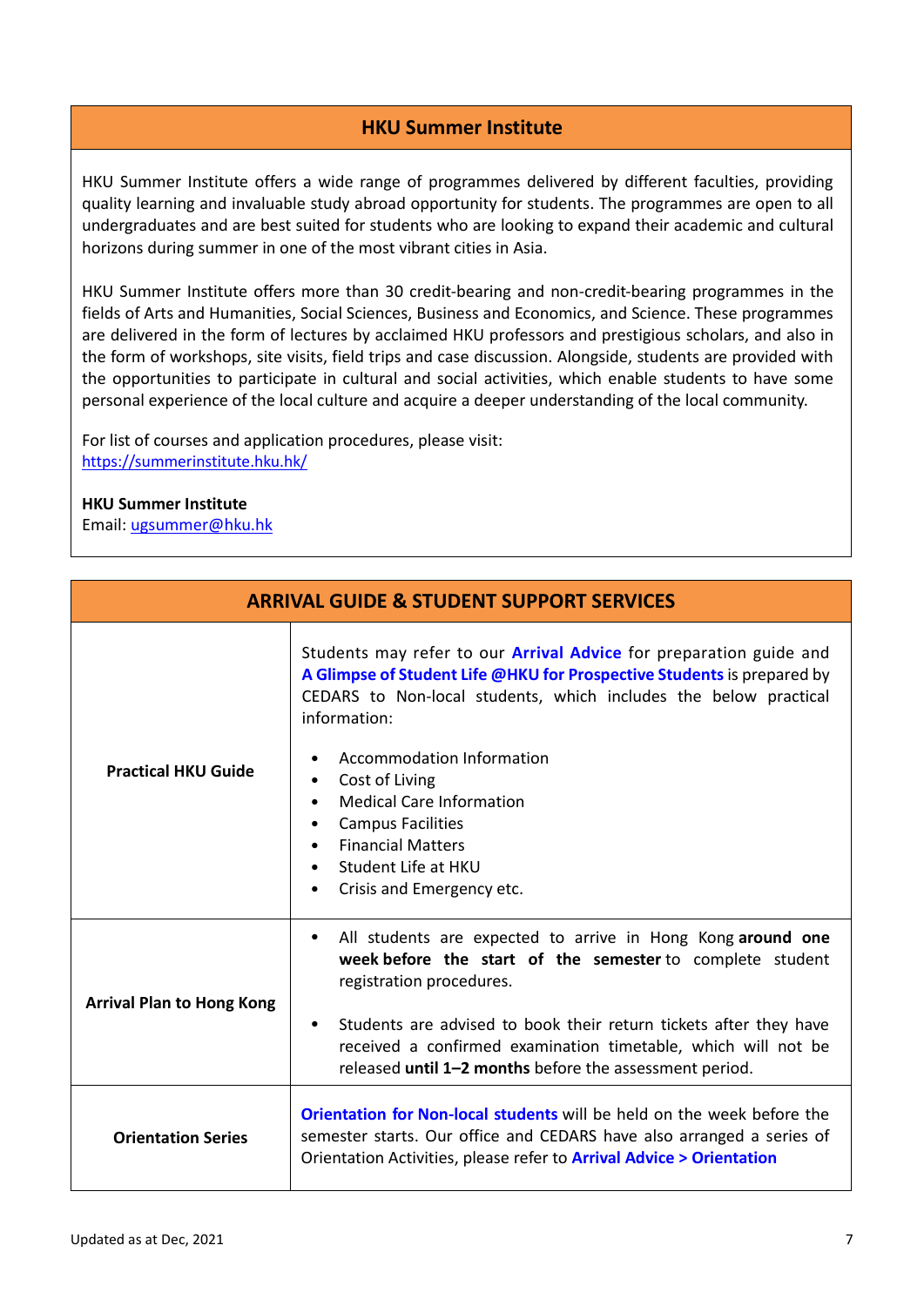## HKU Summer Institute

HKU Summer Institute offers a wide range of programmes delivered by different faculties, providing quality learning and invaluable study abroad opportunity for students. The programmes are open to all undergraduates and are best suited for students who are looking to expand their academic and cultural horizons during summer in one of the most vibrant cities in Asia.

HKU Summer Institute offers more than 30 credit-bearing and non-credit-bearing programmes in the fields of Arts and Humanities, Social Sciences, Business and Economics, and Science. These programmes are delivered in the form of lectures by acclaimed HKU professors and prestigious scholars, and also in the form of workshops, site visits, field trips and case discussion. Alongside, students are provided with the opportunities to participate in cultural and social activities, which enable students to have some personal experience of the local culture and acquire a deeper understanding of the local community.

For list of courses and application procedures, please visit:
https://summerinstitute.hku.hk/

**HKU Summer Institute**
Email: ugsummer@hku.hk

## ARRIVAL GUIDE & STUDENT SUPPORT SERVICES

| | |
|---|---|
| **Practical HKU Guide** | Students may refer to our **Arrival Advice** for preparation guide and **A Glimpse of Student Life @HKU for Prospective Students** is prepared by CEDARS to Non-local students, which includes the below practical information:<br>• Accommodation Information<br>• Cost of Living<br>• Medical Care Information<br>• Campus Facilities<br>• Financial Matters<br>• Student Life at HKU<br>• Crisis and Emergency etc. |
| **Arrival Plan to Hong Kong** | • All students are expected to arrive in Hong Kong **around one week before the start of the semester** to complete student registration procedures.<br>• Students are advised to book their return tickets after they have received a confirmed examination timetable, which will not be released **until 1–2 months** before the assessment period. |
| **Orientation Series** | **Orientation for Non-local students** will be held on the week before the semester starts. Our office and CEDARS have also arranged a series of Orientation Activities, please refer to **Arrival Advice > Orientation** |

Updated as at Dec, 2021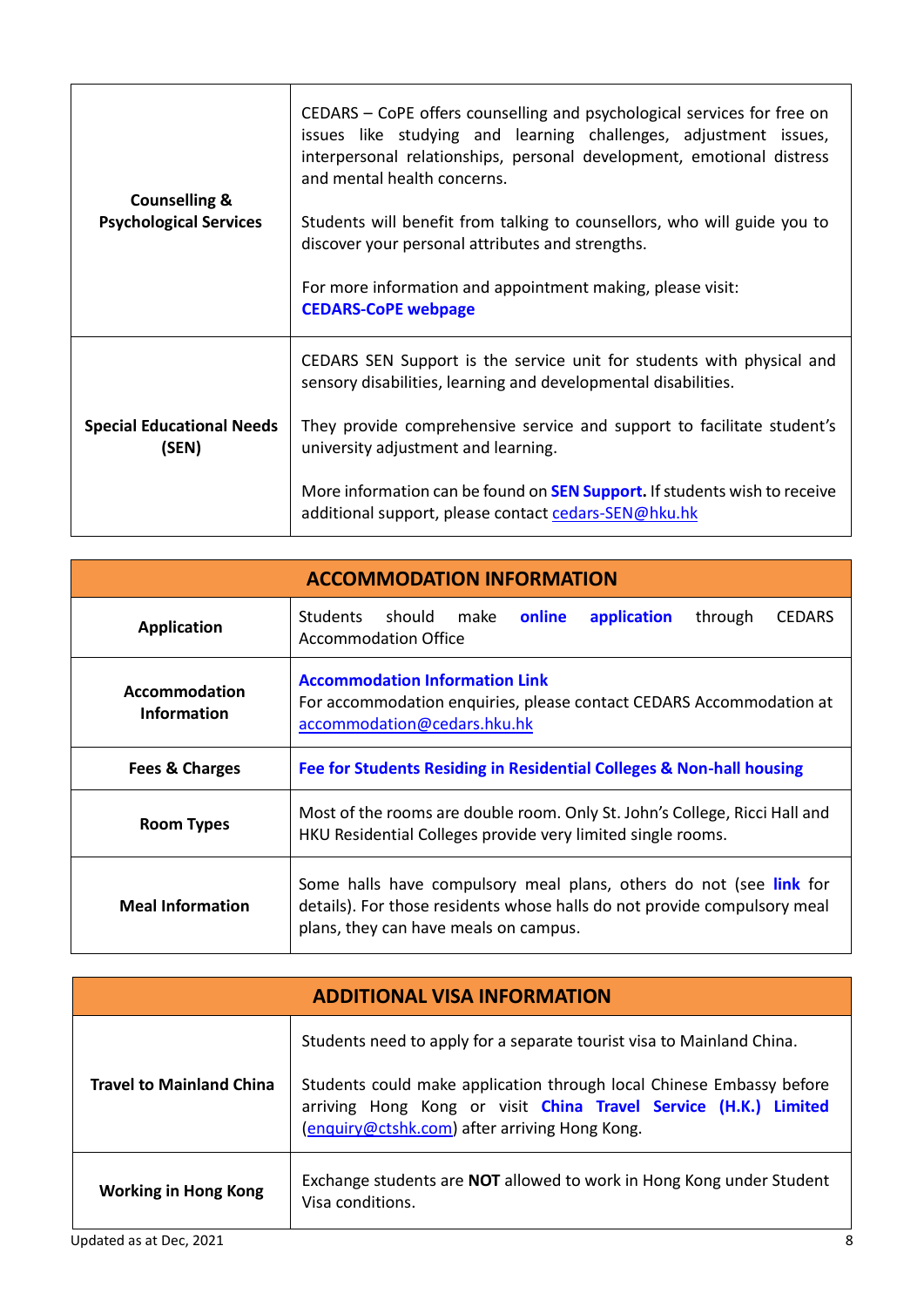| | |
|---|---|
| **Counselling & Psychological Services** | CEDARS – CoPE offers counselling and psychological services for free on issues like studying and learning challenges, adjustment issues, interpersonal relationships, personal development, emotional distress and mental health concerns.<br><br>Students will benefit from talking to counsellors, who will guide you to discover your personal attributes and strengths.<br><br>For more information and appointment making, please visit:<br>**CEDARS-CoPE webpage** |
| **Special Educational Needs (SEN)** | CEDARS SEN Support is the service unit for students with physical and sensory disabilities, learning and developmental disabilities.<br><br>They provide comprehensive service and support to facilitate student's university adjustment and learning.<br><br>More information can be found on **SEN Support.** If students wish to receive additional support, please contact cedars-SEN@hku.hk |

| ACCOMMODATION INFORMATION | |
|---|---|
| **Application** | Students should make **online application** through CEDARS Accommodation Office |
| **Accommodation Information** | **Accommodation Information Link**<br>For accommodation enquiries, please contact CEDARS Accommodation at accommodation@cedars.hku.hk |
| **Fees & Charges** | **Fee for Students Residing in Residential Colleges & Non-hall housing** |
| **Room Types** | Most of the rooms are double room. Only St. John's College, Ricci Hall and HKU Residential Colleges provide very limited single rooms. |
| **Meal Information** | Some halls have compulsory meal plans, others do not (see **link** for details). For those residents whose halls do not provide compulsory meal plans, they can have meals on campus. |

| ADDITIONAL VISA INFORMATION | |
|---|---|
| **Travel to Mainland China** | Students need to apply for a separate tourist visa to Mainland China.<br><br>Students could make application through local Chinese Embassy before arriving Hong Kong or visit **China Travel Service (H.K.) Limited** (enquiry@ctshk.com) after arriving Hong Kong. |
| **Working in Hong Kong** | Exchange students are **NOT** allowed to work in Hong Kong under Student Visa conditions. |

Updated as at Dec, 2021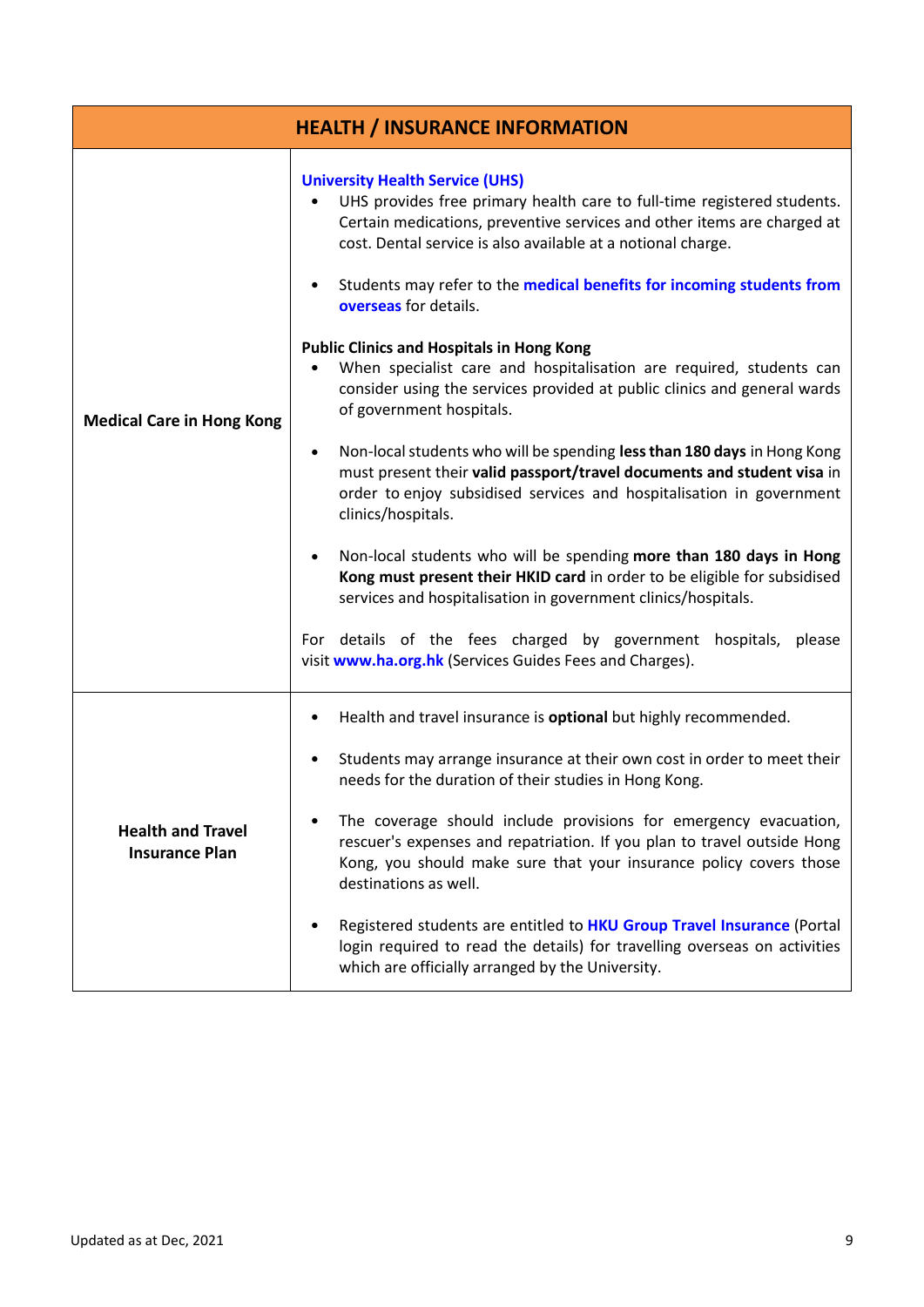| HEALTH / INSURANCE INFORMATION | |
|---|---|
| **Medical Care in Hong Kong** | **University Health Service (UHS)**<br>• UHS provides free primary health care to full-time registered students. Certain medications, preventive services and other items are charged at cost. Dental service is also available at a notional charge.<br><br>• Students may refer to the **medical benefits for incoming students from overseas** for details.<br><br>**Public Clinics and Hospitals in Hong Kong**<br>• When specialist care and hospitalisation are required, students can consider using the services provided at public clinics and general wards of government hospitals.<br><br>• Non-local students who will be spending **less than 180 days** in Hong Kong must present their **valid passport/travel documents and student visa** in order to enjoy subsidised services and hospitalisation in government clinics/hospitals.<br><br>• Non-local students who will be spending **more than 180 days in Hong Kong must present their HKID card** in order to be eligible for subsidised services and hospitalisation in government clinics/hospitals.<br><br>For details of the fees charged by government hospitals, please visit **www.ha.org.hk** (Services Guides Fees and Charges). |
| **Health and Travel Insurance Plan** | • Health and travel insurance is **optional** but highly recommended.<br><br>• Students may arrange insurance at their own cost in order to meet their needs for the duration of their studies in Hong Kong.<br><br>• The coverage should include provisions for emergency evacuation, rescuer's expenses and repatriation. If you plan to travel outside Hong Kong, you should make sure that your insurance policy covers those destinations as well.<br><br>• Registered students are entitled to **HKU Group Travel Insurance** (Portal login required to read the details) for travelling overseas on activities which are officially arranged by the University. |

Updated as at Dec, 2021